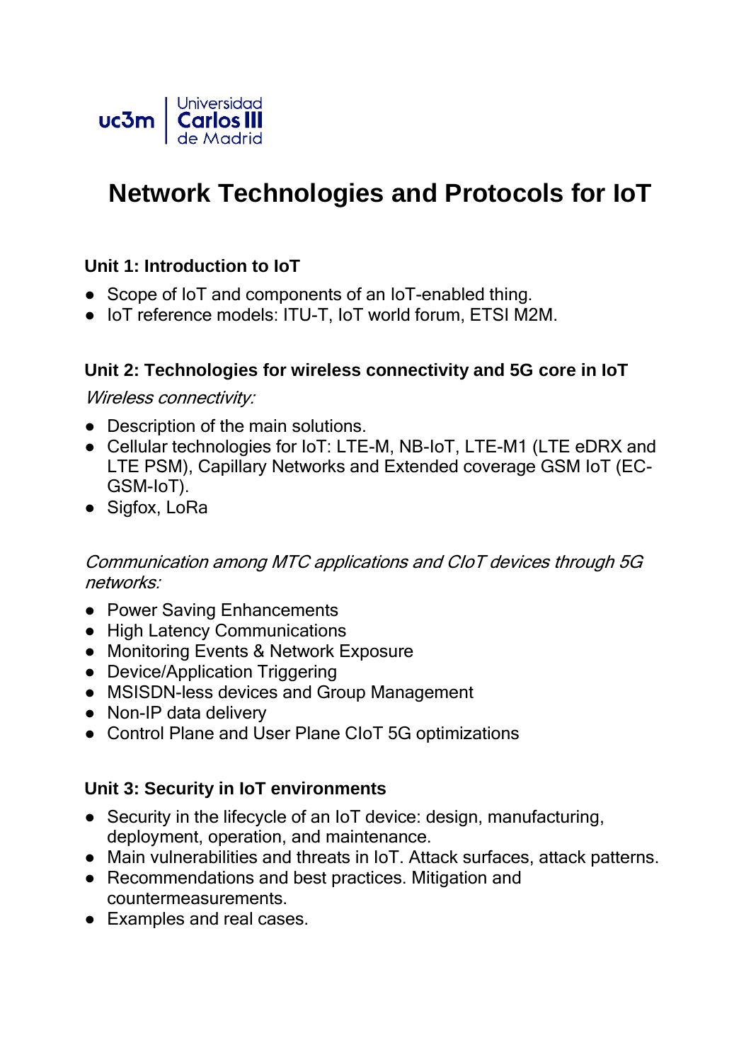# Network Technologies and Protocols for IoT

### Unit 1: Introduction to IoT

- Scope of IoT and components of an IoT-enabled thing.
- IoT reference models: ITU-T, IoT world forum, ETSI M2M.

### Unit 2: Technologies for wireless connectivity and 5G core in IoT

*Wireless connectivity:*

- Description of the main solutions.
- Cellular technologies for IoT: LTE-M, NB-IoT, LTE-M1 (LTE eDRX and LTE PSM), Capillary Networks and Extended coverage GSM IoT (EC-GSM-IoT).
- Sigfox, LoRa

*Communication among MTC applications and CIoT devices through 5G networks:*

- Power Saving Enhancements
- High Latency Communications
- Monitoring Events & Network Exposure
- Device/Application Triggering
- MSISDN-less devices and Group Management
- Non-IP data delivery
- Control Plane and User Plane CIoT 5G optimizations

### Unit 3: Security in IoT environments

- Security in the lifecycle of an IoT device: design, manufacturing, deployment, operation, and maintenance.
- Main vulnerabilities and threats in IoT. Attack surfaces, attack patterns.
- Recommendations and best practices. Mitigation and countermeasurements.
- Examples and real cases.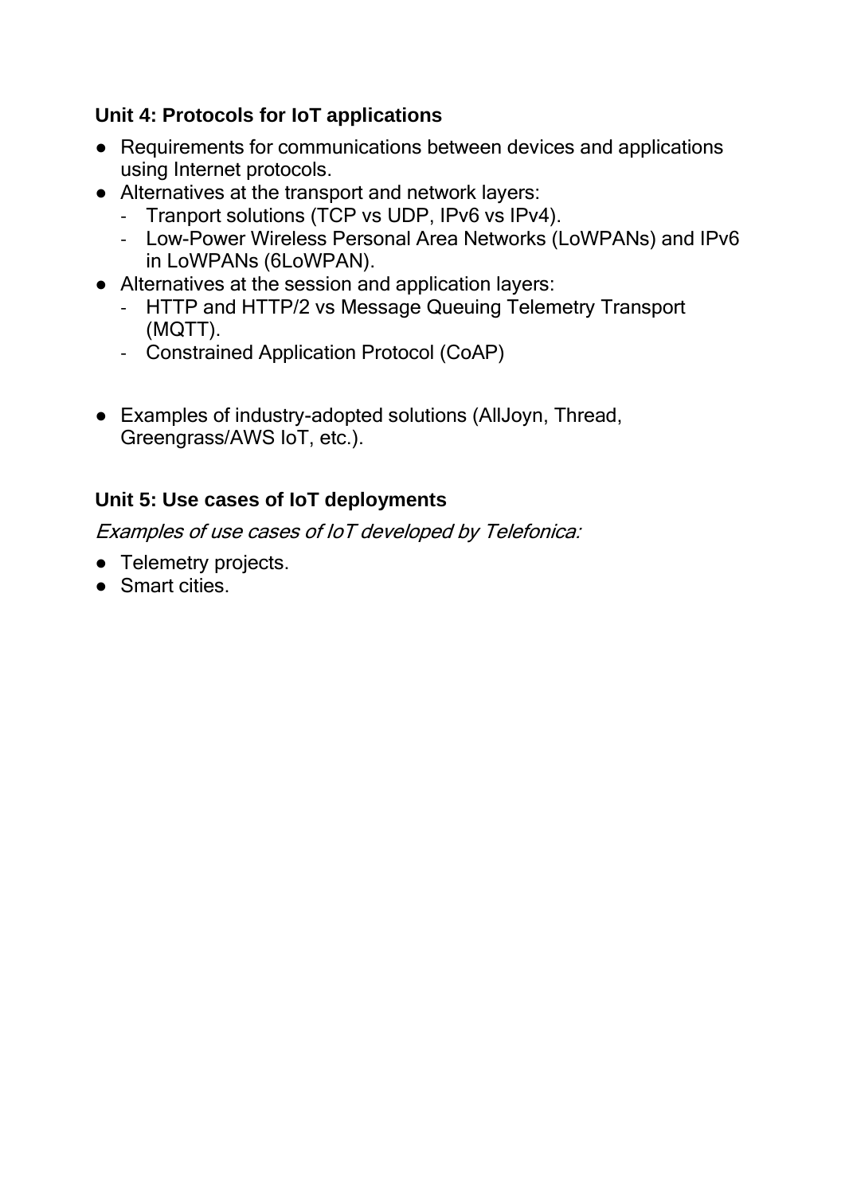### Unit 4: Protocols for IoT applications

- Requirements for communications between devices and applications using Internet protocols.
- Alternatives at the transport and network layers:
  - Tranport solutions (TCP vs UDP, IPv6 vs IPv4).
  - Low-Power Wireless Personal Area Networks (LoWPANs) and IPv6 in LoWPANs (6LoWPAN).
- Alternatives at the session and application layers:
  - HTTP and HTTP/2 vs Message Queuing Telemetry Transport (MQTT).
  - Constrained Application Protocol (CoAP)

- Examples of industry-adopted solutions (AllJoyn, Thread, Greengrass/AWS IoT, etc.).

### Unit 5: Use cases of IoT deployments

*Examples of use cases of IoT developed by Telefonica:*

- Telemetry projects.
- Smart cities.